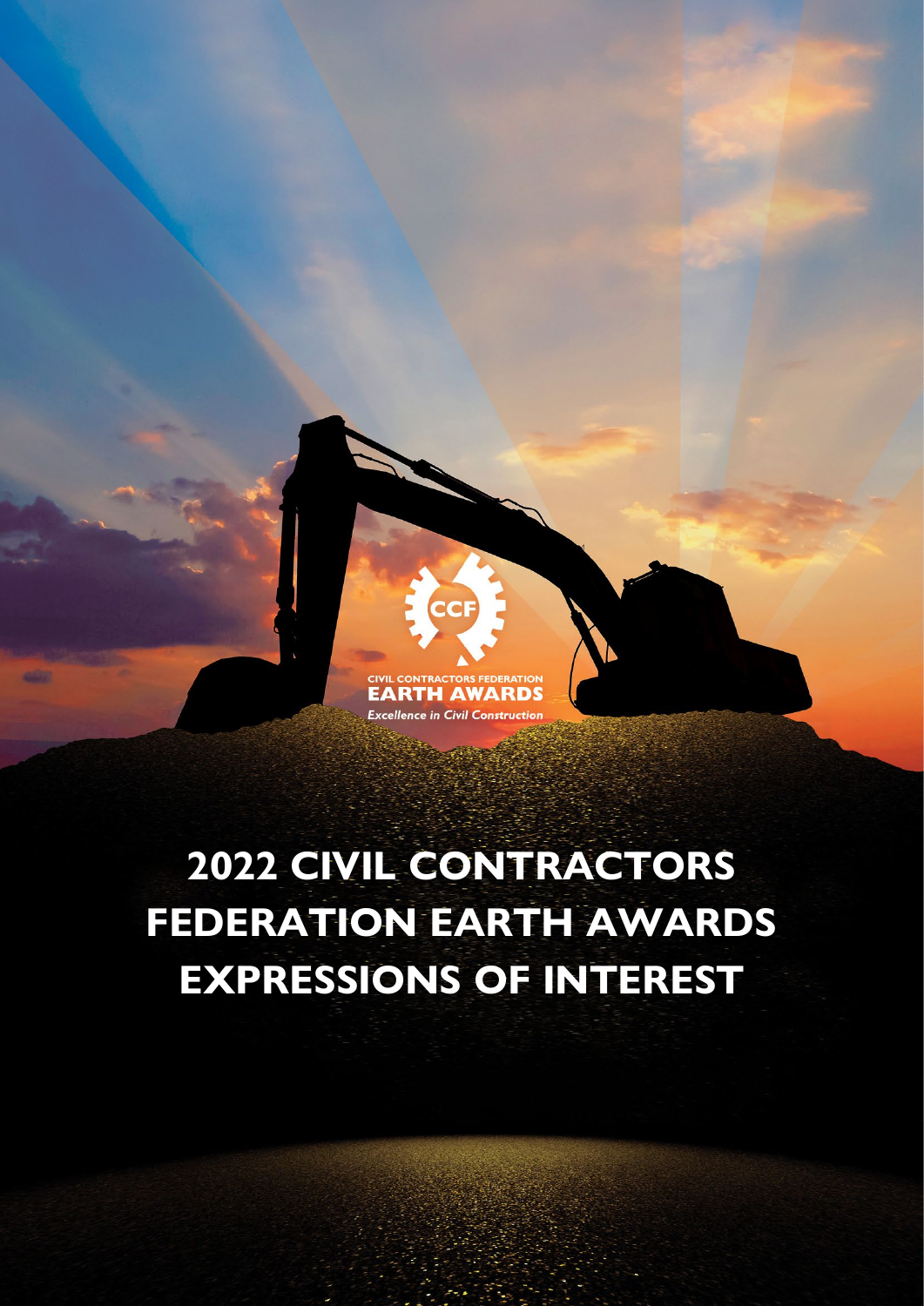CIVIL CONTRACTORS FEDERATION
EARTH AWARDS
*Excellence in Civil Construction*

# 2022 CIVIL CONTRACTORS FEDERATION EARTH AWARDS EXPRESSIONS OF INTEREST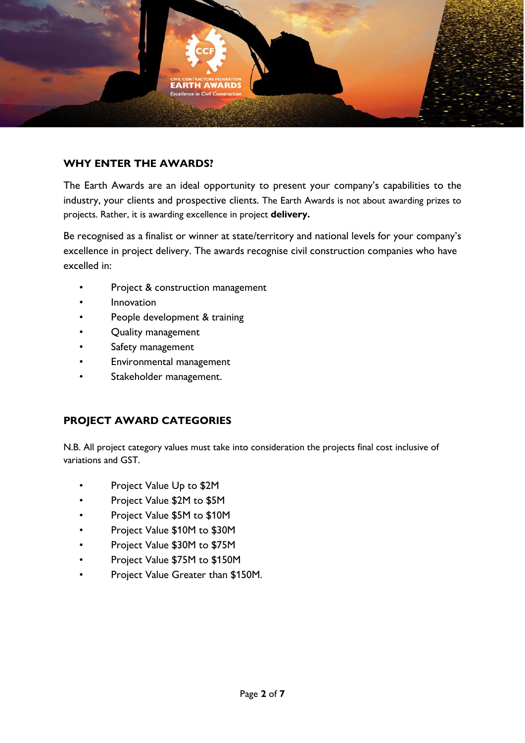## WHY ENTER THE AWARDS?

The Earth Awards are an ideal opportunity to present your company's capabilities to the industry, your clients and prospective clients. The Earth Awards is not about awarding prizes to projects. Rather, it is awarding excellence in project **delivery.**

Be recognised as a finalist or winner at state/territory and national levels for your company's excellence in project delivery. The awards recognise civil construction companies who have excelled in:

- Project & construction management
- Innovation
- People development & training
- Quality management
- Safety management
- Environmental management
- Stakeholder management.

## PROJECT AWARD CATEGORIES

N.B. All project category values must take into consideration the projects final cost inclusive of variations and GST.

- Project Value Up to $2M
- Project Value $2M to $5M
- Project Value $5M to $10M
- Project Value $10M to $30M
- Project Value $30M to $75M
- Project Value $75M to $150M
- Project Value Greater than $150M.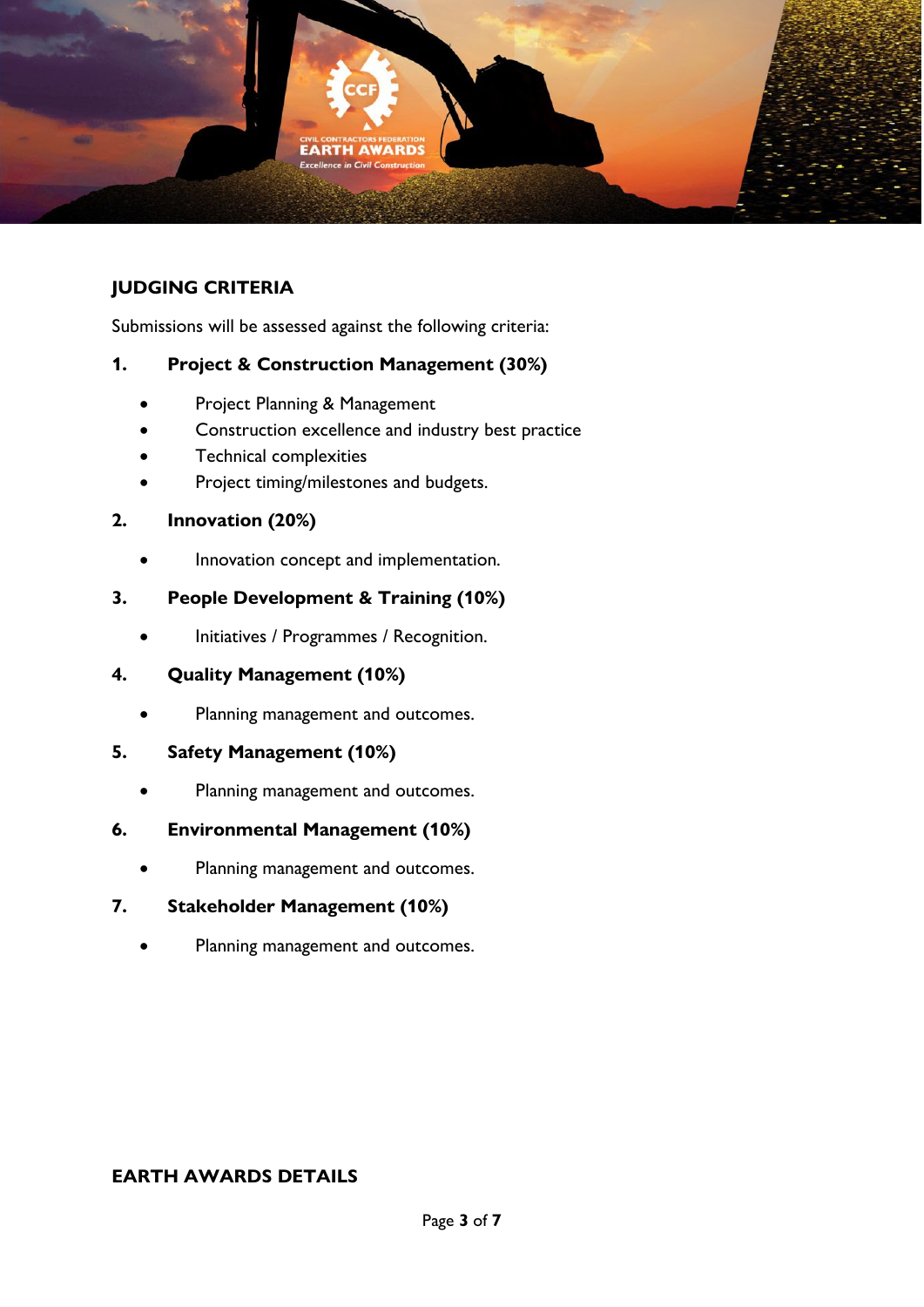## JUDGING CRITERIA

Submissions will be assessed against the following criteria:

### 1. Project & Construction Management (30%)

- Project Planning & Management
- Construction excellence and industry best practice
- Technical complexities
- Project timing/milestones and budgets.

### 2. Innovation (20%)

- Innovation concept and implementation.

### 3. People Development & Training (10%)

- Initiatives / Programmes / Recognition.

### 4. Quality Management (10%)

- Planning management and outcomes.

### 5. Safety Management (10%)

- Planning management and outcomes.

### 6. Environmental Management (10%)

- Planning management and outcomes.

### 7. Stakeholder Management (10%)

- Planning management and outcomes.

## EARTH AWARDS DETAILS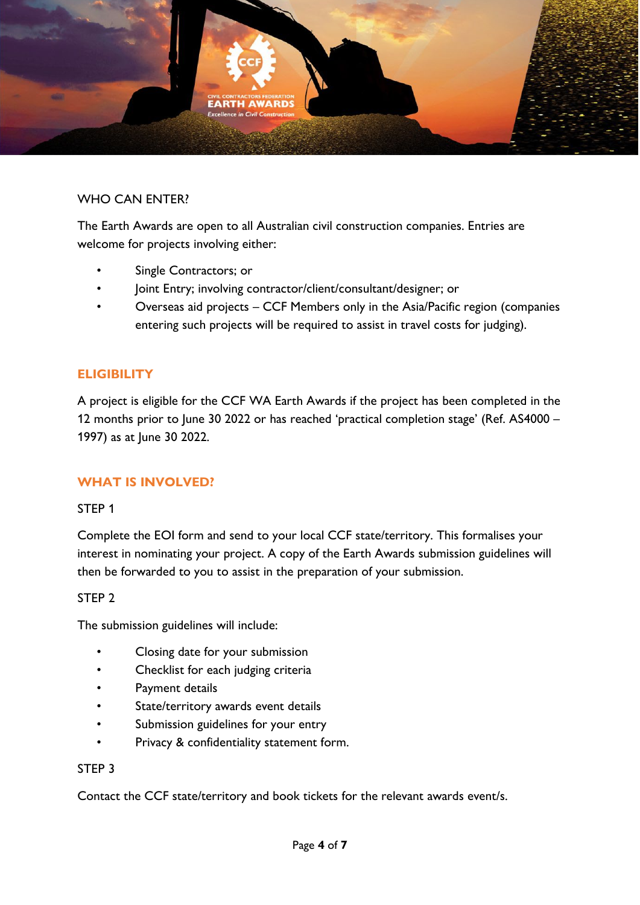WHO CAN ENTER?

The Earth Awards are open to all Australian civil construction companies. Entries are welcome for projects involving either:

- Single Contractors; or
- Joint Entry; involving contractor/client/consultant/designer; or
- Overseas aid projects – CCF Members only in the Asia/Pacific region (companies entering such projects will be required to assist in travel costs for judging).

## ELIGIBILITY

A project is eligible for the CCF WA Earth Awards if the project has been completed in the 12 months prior to June 30 2022 or has reached 'practical completion stage' (Ref. AS4000 – 1997) as at June 30 2022.

## WHAT IS INVOLVED?

STEP 1

Complete the EOI form and send to your local CCF state/territory. This formalises your interest in nominating your project. A copy of the Earth Awards submission guidelines will then be forwarded to you to assist in the preparation of your submission.

STEP 2

The submission guidelines will include:

- Closing date for your submission
- Checklist for each judging criteria
- Payment details
- State/territory awards event details
- Submission guidelines for your entry
- Privacy & confidentiality statement form.

STEP 3

Contact the CCF state/territory and book tickets for the relevant awards event/s.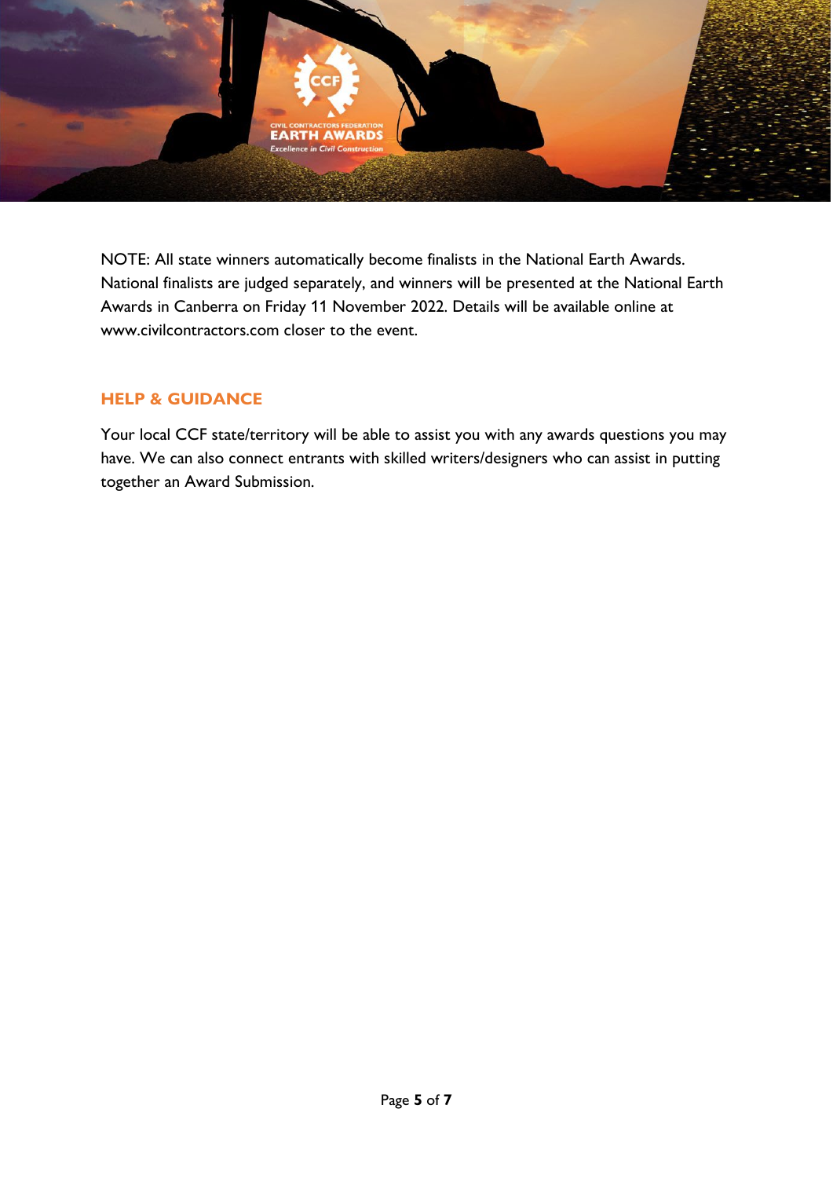NOTE: All state winners automatically become finalists in the National Earth Awards. National finalists are judged separately, and winners will be presented at the National Earth Awards in Canberra on Friday 11 November 2022. Details will be available online at www.civilcontractors.com closer to the event.

## HELP & GUIDANCE

Your local CCF state/territory will be able to assist you with any awards questions you may have. We can also connect entrants with skilled writers/designers who can assist in putting together an Award Submission.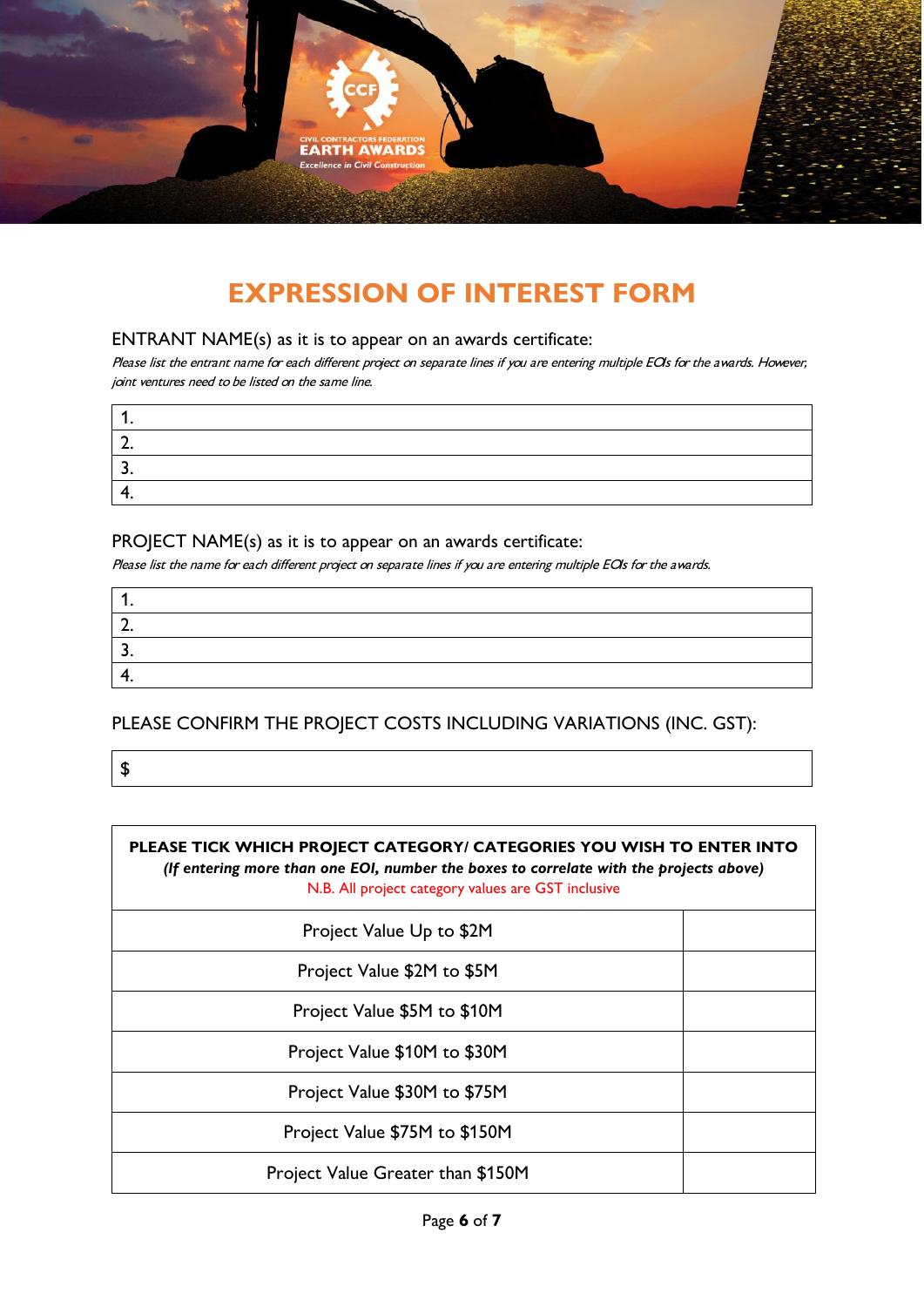# EXPRESSION OF INTEREST FORM

ENTRANT NAME(s) as it is to appear on an awards certificate:

*Please list the entrant name for each different project on separate lines if you are entering multiple EOIs for the awards. However, joint ventures need to be listed on the same line.*

| |
|---|
| 1. |
| 2. |
| 3. |
| 4. |

PROJECT NAME(s) as it is to appear on an awards certificate:

*Please list the name for each different project on separate lines if you are entering multiple EOIs for the awards.*

| |
|---|
| 1. |
| 2. |
| 3. |
| 4. |

PLEASE CONFIRM THE PROJECT COSTS INCLUDING VARIATIONS (INC. GST):

| |
|---|
| $ |

| **PLEASE TICK WHICH PROJECT CATEGORY/ CATEGORIES YOU WISH TO ENTER INTO** *(If entering more than one EOI, number the boxes to correlate with the projects above)* N.B. All project category values are GST inclusive | |
|---|---|
| Project Value Up to $2M | |
| Project Value $2M to $5M | |
| Project Value $5M to $10M | |
| Project Value $10M to $30M | |
| Project Value $30M to $75M | |
| Project Value $75M to $150M | |
| Project Value Greater than $150M | |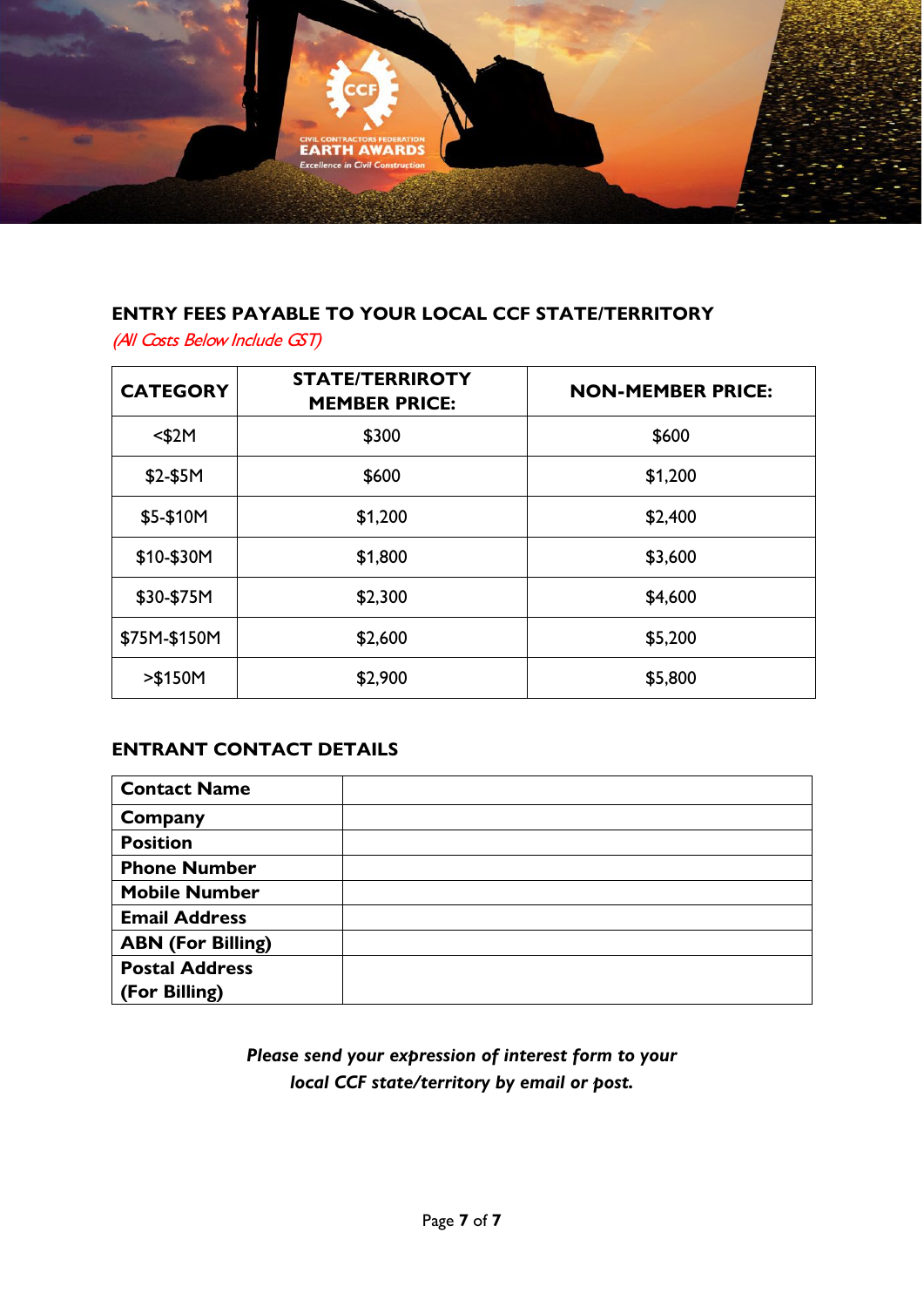## ENTRY FEES PAYABLE TO YOUR LOCAL CCF STATE/TERRITORY

*(All Costs Below Include GST)*

| CATEGORY | STATE/TERRIROTY MEMBER PRICE: | NON-MEMBER PRICE: |
|---|---|---|
| <$2M | $300 | $600 |
| $2-$5M | $600 | $1,200 |
| $5-$10M | $1,200 | $2,400 |
| $10-$30M | $1,800 | $3,600 |
| $30-$75M | $2,300 | $4,600 |
| $75M-$150M | $2,600 | $5,200 |
| >$150M | $2,900 | $5,800 |

## ENTRANT CONTACT DETAILS

| | |
|---|---|
| **Contact Name** | |
| **Company** | |
| **Position** | |
| **Phone Number** | |
| **Mobile Number** | |
| **Email Address** | |
| **ABN (For Billing)** | |
| **Postal Address (For Billing)** | |

***Please send your expression of interest form to your local CCF state/territory by email or post.***